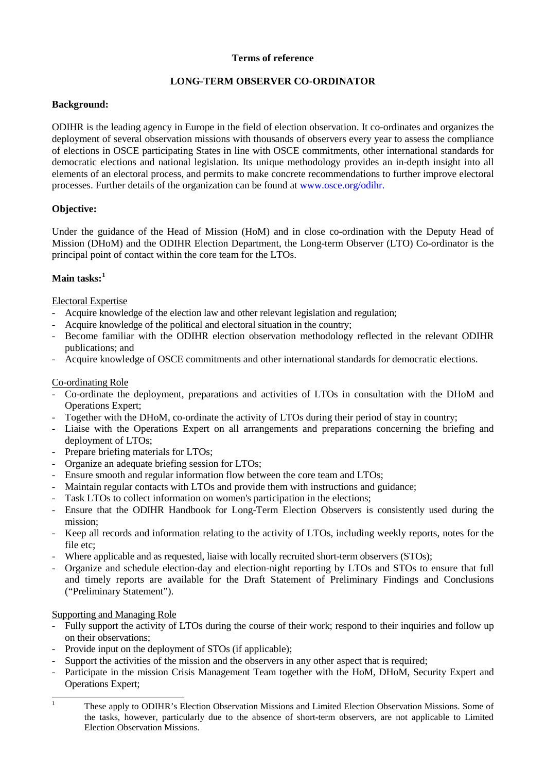**Terms of reference**

**LONG-TERM OBSERVER CO-ORDINATOR**

**Background:**

ODIHR is the leading agency in Europe in the field of election observation. It co-ordinates and organizes the deployment of several observation missions with thousands of observers every year to assess the compliance of elections in OSCE participating States in line with OSCE commitments, other international standards for democratic elections and national legislation. Its unique methodology provides an in-depth insight into all elements of an electoral process, and permits to make concrete recommendations to further improve electoral processes. Further details of the organization can be found at www.osce.org/odihr.

**Objective:**

Under the guidance of the Head of Mission (HoM) and in close co-ordination with the Deputy Head of Mission (DHoM) and the ODIHR Election Department, the Long-term Observer (LTO) Co-ordinator is the principal point of contact within the core team for the LTOs.

**Main tasks:**[1]

Electoral Expertise

- Acquire knowledge of the election law and other relevant legislation and regulation;
- Acquire knowledge of the political and electoral situation in the country;
- Become familiar with the ODIHR election observation methodology reflected in the relevant ODIHR publications; and
- Acquire knowledge of OSCE commitments and other international standards for democratic elections.

Co-ordinating Role

- Co-ordinate the deployment, preparations and activities of LTOs in consultation with the DHoM and Operations Expert;
- Together with the DHoM, co-ordinate the activity of LTOs during their period of stay in country;
- Liaise with the Operations Expert on all arrangements and preparations concerning the briefing and deployment of LTOs;
- Prepare briefing materials for LTOs;
- Organize an adequate briefing session for LTOs;
- Ensure smooth and regular information flow between the core team and LTOs;
- Maintain regular contacts with LTOs and provide them with instructions and guidance;
- Task LTOs to collect information on women's participation in the elections;
- Ensure that the ODIHR Handbook for Long-Term Election Observers is consistently used during the mission;
- Keep all records and information relating to the activity of LTOs, including weekly reports, notes for the file etc;
- Where applicable and as requested, liaise with locally recruited short-term observers (STOs);
- Organize and schedule election-day and election-night reporting by LTOs and STOs to ensure that full and timely reports are available for the Draft Statement of Preliminary Findings and Conclusions ("Preliminary Statement").

Supporting and Managing Role

- Fully support the activity of LTOs during the course of their work; respond to their inquiries and follow up on their observations;
- Provide input on the deployment of STOs (if applicable);
- Support the activities of the mission and the observers in any other aspect that is required;
- Participate in the mission Crisis Management Team together with the HoM, DHoM, Security Expert and Operations Expert;

[1] These apply to ODIHR's Election Observation Missions and Limited Election Observation Missions. Some of the tasks, however, particularly due to the absence of short-term observers, are not applicable to Limited Election Observation Missions.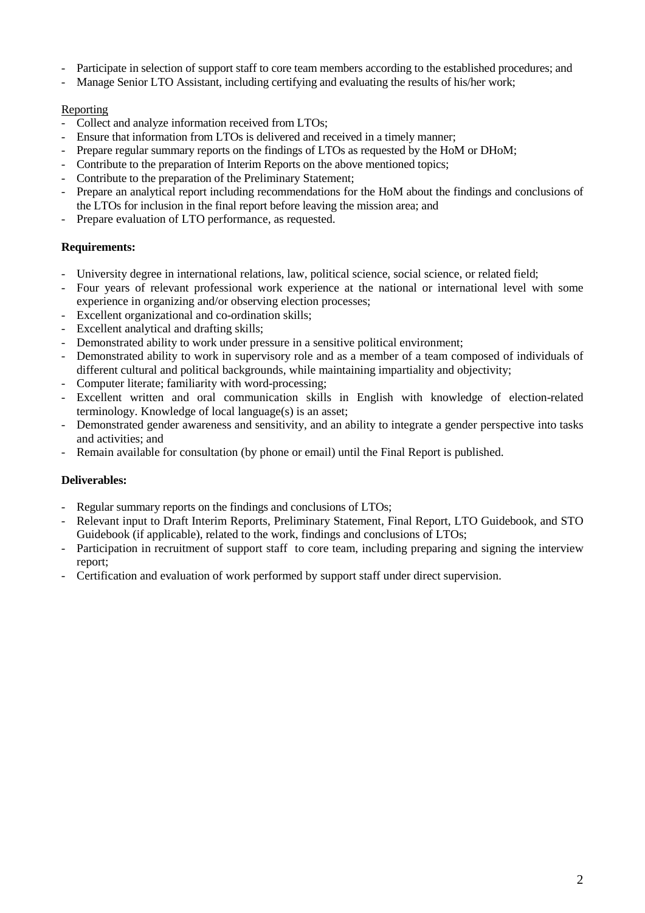- Participate in selection of support staff to core team members according to the established procedures; and
- Manage Senior LTO Assistant, including certifying and evaluating the results of his/her work;

Reporting

- Collect and analyze information received from LTOs;
- Ensure that information from LTOs is delivered and received in a timely manner;
- Prepare regular summary reports on the findings of LTOs as requested by the HoM or DHoM;
- Contribute to the preparation of Interim Reports on the above mentioned topics;
- Contribute to the preparation of the Preliminary Statement;
- Prepare an analytical report including recommendations for the HoM about the findings and conclusions of the LTOs for inclusion in the final report before leaving the mission area; and
- Prepare evaluation of LTO performance, as requested.

**Requirements:**

- University degree in international relations, law, political science, social science, or related field;
- Four years of relevant professional work experience at the national or international level with some experience in organizing and/or observing election processes;
- Excellent organizational and co-ordination skills;
- Excellent analytical and drafting skills;
- Demonstrated ability to work under pressure in a sensitive political environment;
- Demonstrated ability to work in supervisory role and as a member of a team composed of individuals of different cultural and political backgrounds, while maintaining impartiality and objectivity;
- Computer literate; familiarity with word-processing;
- Excellent written and oral communication skills in English with knowledge of election-related terminology. Knowledge of local language(s) is an asset;
- Demonstrated gender awareness and sensitivity, and an ability to integrate a gender perspective into tasks and activities; and
- Remain available for consultation (by phone or email) until the Final Report is published.

**Deliverables:**

- Regular summary reports on the findings and conclusions of LTOs;
- Relevant input to Draft Interim Reports, Preliminary Statement, Final Report, LTO Guidebook, and STO Guidebook (if applicable), related to the work, findings and conclusions of LTOs;
- Participation in recruitment of support staff to core team, including preparing and signing the interview report;
- Certification and evaluation of work performed by support staff under direct supervision.